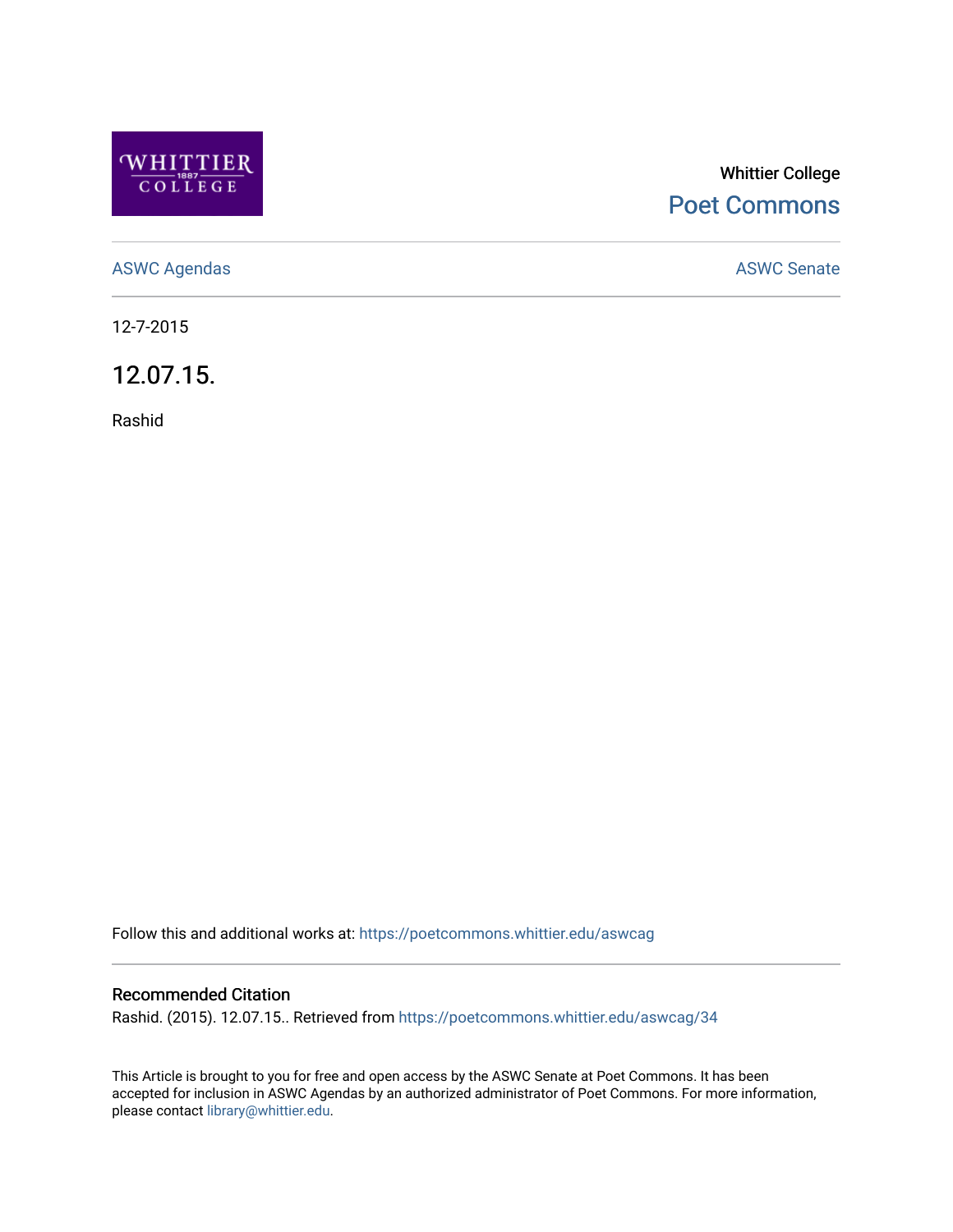Whittier College

Poet Commons

ASWC Agendas

ASWC Senate

12-7-2015

# 12.07.15.

Rashid

Follow this and additional works at: https://poetcommons.whittier.edu/aswcag

## Recommended Citation

Rashid. (2015). 12.07.15.. Retrieved from https://poetcommons.whittier.edu/aswcag/34

This Article is brought to you for free and open access by the ASWC Senate at Poet Commons. It has been accepted for inclusion in ASWC Agendas by an authorized administrator of Poet Commons. For more information, please contact library@whittier.edu.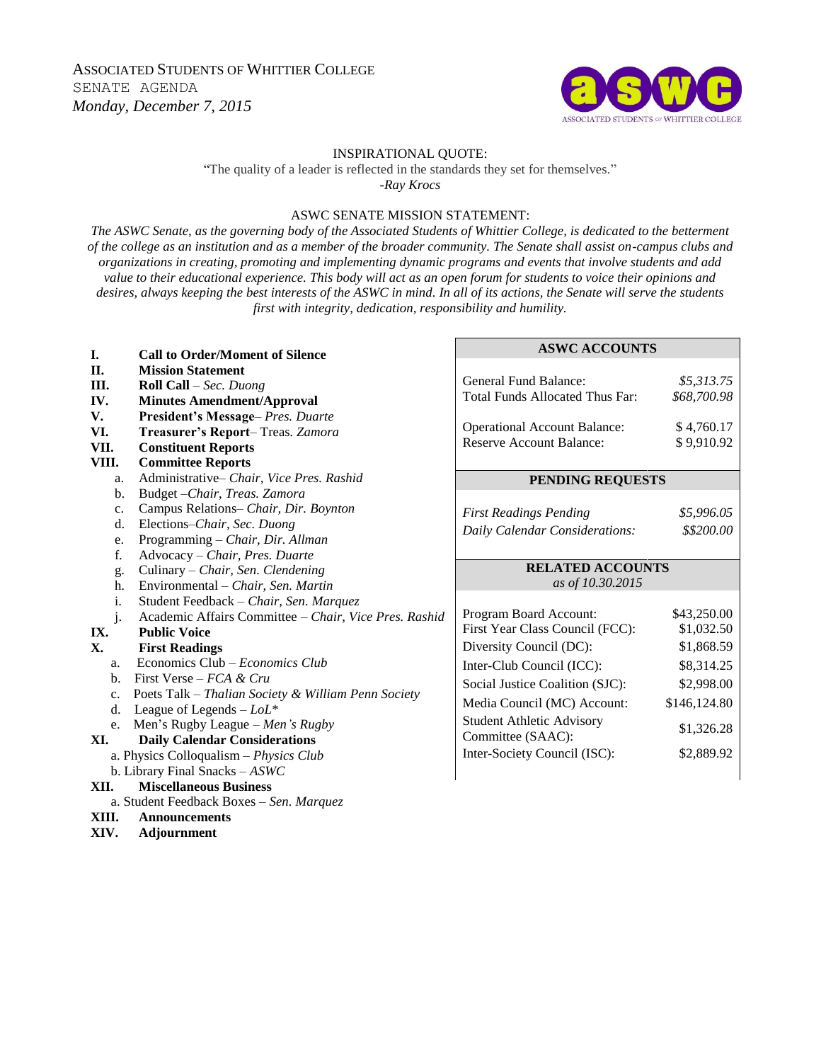ASSOCIATED STUDENTS OF WHITTIER COLLEGE
SENATE AGENDA
*Monday, December 7, 2015*

INSPIRATIONAL QUOTE:
"The quality of a leader is reflected in the standards they set for themselves."
*-Ray Krocs*

ASWC SENATE MISSION STATEMENT:
*The ASWC Senate, as the governing body of the Associated Students of Whittier College, is dedicated to the betterment of the college as an institution and as a member of the broader community. The Senate shall assist on-campus clubs and organizations in creating, promoting and implementing dynamic programs and events that involve students and add value to their educational experience. This body will act as an open forum for students to voice their opinions and desires, always keeping the best interests of the ASWC in mind. In all of its actions, the Senate will serve the students first with integrity, dedication, responsibility and humility.*

- **I. Call to Order/Moment of Silence**
- **II. Mission Statement**
- **III. Roll Call** – *Sec. Duong*
- **IV. Minutes Amendment/Approval**
- **V. President's Message**– *Pres. Duarte*
- **VI. Treasurer's Report**– Treas. *Zamora*
- **VII. Constituent Reports**
- **VIII. Committee Reports**
  - a. Administrative– *Chair, Vice Pres. Rashid*
  - b. Budget –*Chair, Treas. Zamora*
  - c. Campus Relations– *Chair, Dir. Boynton*
  - d. Elections–*Chair, Sec. Duong*
  - e. Programming – *Chair, Dir. Allman*
  - f. Advocacy – *Chair, Pres. Duarte*
  - g. Culinary – *Chair, Sen. Clendening*
  - h. Environmental – *Chair, Sen. Martin*
  - i. Student Feedback – *Chair, Sen. Marquez*
  - j. Academic Affairs Committee – *Chair, Vice Pres. Rashid*
- **IX. Public Voice**
- **X. First Readings**
  - a. Economics Club – *Economics Club*
  - b. First Verse – *FCA & Cru*
  - c. Poets Talk – *Thalian Society & William Penn Society*
  - d. League of Legends – *LoL**
  - e. Men's Rugby League – *Men's Rugby*
- **XI. Daily Calendar Considerations**
  - a. Physics Colloqualism – *Physics Club*
  - b. Library Final Snacks – *ASWC*
- **XII. Miscellaneous Business**
  - a. Student Feedback Boxes – *Sen. Marquez*
- **XIII. Announcements**
- **XIV. Adjournment**

| **ASWC ACCOUNTS** | |
|---|---|
| General Fund Balance: | *$5,313.75* |
| Total Funds Allocated Thus Far: | *$68,700.98* |
| Operational Account Balance: | $ 4,760.17 |
| Reserve Account Balance: | $ 9,910.92 |
| **PENDING REQUESTS** | |
| *First Readings Pending* | *$5,996.05* |
| *Daily Calendar Considerations:* | *$$200.00* |
| **RELATED ACCOUNTS** *as of 10.30.2015* | |
| Program Board Account: | $43,250.00 |
| First Year Class Council (FCC): | $1,032.50 |
| Diversity Council (DC): | $1,868.59 |
| Inter-Club Council (ICC): | $8,314.25 |
| Social Justice Coalition (SJC): | $2,998.00 |
| Media Council (MC) Account: | $146,124.80 |
| Student Athletic Advisory Committee (SAAC): | $1,326.28 |
| Inter-Society Council (ISC): | $2,889.92 |